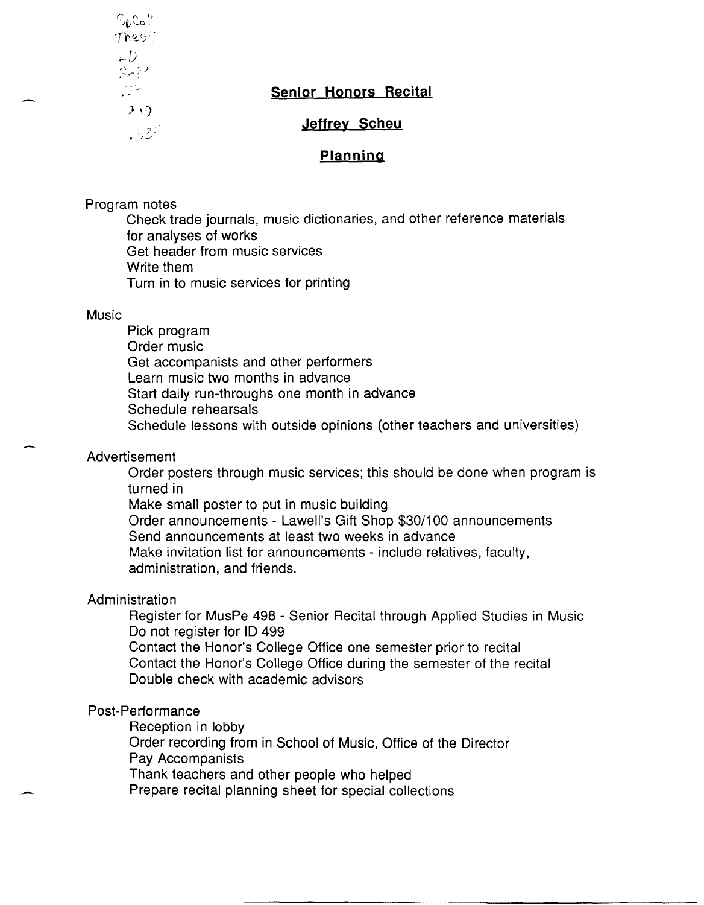SpColl
Thesis
LD
2489
.Z4
.S34

# Senior Honors Recital

## Jeffrey Scheu

## Planning

Program notes

- Check trade journals, music dictionaries, and other reference materials for analyses of works
- Get header from music services
- Write them
- Turn in to music services for printing

Music

- Pick program
- Order music
- Get accompanists and other performers
- Learn music two months in advance
- Start daily run-throughs one month in advance
- Schedule rehearsals
- Schedule lessons with outside opinions (other teachers and universities)

Advertisement

- Order posters through music services; this should be done when program is turned in
- Make small poster to put in music building
- Order announcements - Lawell's Gift Shop $30/100 announcements
- Send announcements at least two weeks in advance
- Make invitation list for announcements - include relatives, faculty, administration, and friends.

Administration

- Register for MusPe 498 - Senior Recital through Applied Studies in Music
- Do not register for ID 499
- Contact the Honor's College Office one semester prior to recital
- Contact the Honor's College Office during the semester of the recital
- Double check with academic advisors

Post-Performance

- Reception in lobby
- Order recording from in School of Music, Office of the Director
- Pay Accompanists
- Thank teachers and other people who helped
- Prepare recital planning sheet for special collections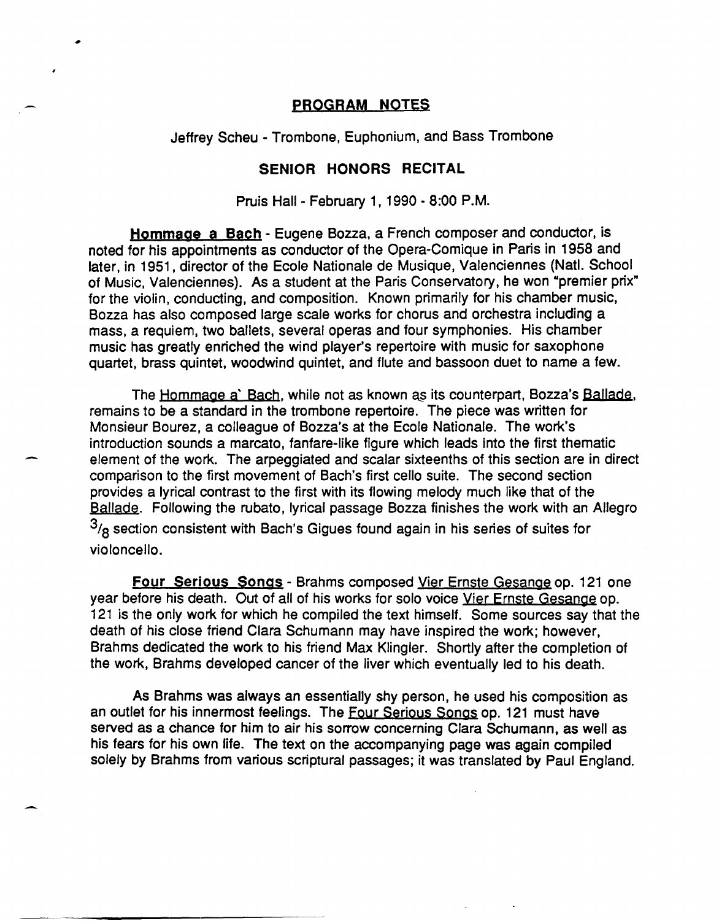## PROGRAM NOTES

Jeffrey Scheu - Trombone, Euphonium, and Bass Trombone

### SENIOR HONORS RECITAL

Pruis Hall - February 1, 1990 - 8:00 P.M.

**Hommage a Bach** - Eugene Bozza, a French composer and conductor, is noted for his appointments as conductor of the Opera-Comique in Paris in 1958 and later, in 1951, director of the Ecole Nationale de Musique, Valenciennes (Natl. School of Music, Valenciennes). As a student at the Paris Conservatory, he won "premier prix" for the violin, conducting, and composition. Known primarily for his chamber music, Bozza has also composed large scale works for chorus and orchestra including a mass, a requiem, two ballets, several operas and four symphonies. His chamber music has greatly enriched the wind player's repertoire with music for saxophone quartet, brass quintet, woodwind quintet, and flute and bassoon duet to name a few.

The Hommage a` Bach, while not as known as its counterpart, Bozza's Ballade, remains to be a standard in the trombone repertoire. The piece was written for Monsieur Bourez, a colleague of Bozza's at the Ecole Nationale. The work's introduction sounds a marcato, fanfare-like figure which leads into the first thematic element of the work. The arpeggiated and scalar sixteenths of this section are in direct comparison to the first movement of Bach's first cello suite. The second section provides a lyrical contrast to the first with its flowing melody much like that of the Ballade. Following the rubato, lyrical passage Bozza finishes the work with an Allegro 3/8 section consistent with Bach's Gigues found again in his series of suites for violoncello.

**Four Serious Songs** - Brahms composed Vier Ernste Gesange op. 121 one year before his death. Out of all of his works for solo voice Vier Ernste Gesange op. 121 is the only work for which he compiled the text himself. Some sources say that the death of his close friend Clara Schumann may have inspired the work; however, Brahms dedicated the work to his friend Max Klingler. Shortly after the completion of the work, Brahms developed cancer of the liver which eventually led to his death.

As Brahms was always an essentially shy person, he used his composition as an outlet for his innermost feelings. The Four Serious Songs op. 121 must have served as a chance for him to air his sorrow concerning Clara Schumann, as well as his fears for his own life. The text on the accompanying page was again compiled solely by Brahms from various scriptural passages; it was translated by Paul England.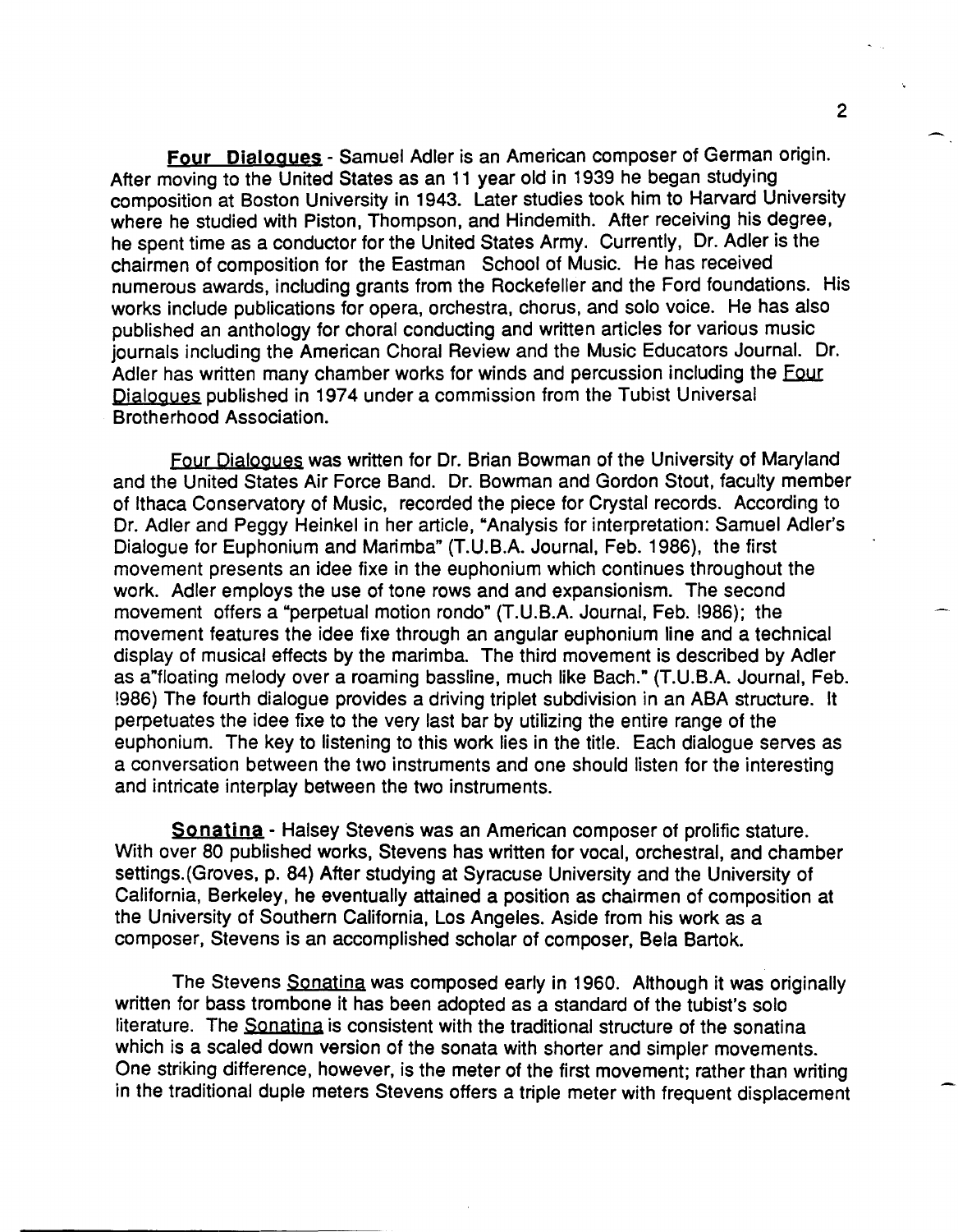**Four Dialogues** - Samuel Adler is an American composer of German origin. After moving to the United States as an 11 year old in 1939 he began studying composition at Boston University in 1943. Later studies took him to Harvard University where he studied with Piston, Thompson, and Hindemith. After receiving his degree, he spent time as a conductor for the United States Army. Currently, Dr. Adler is the chairmen of composition for the Eastman School of Music. He has received numerous awards, including grants from the Rockefeller and the Ford foundations. His works include publications for opera, orchestra, chorus, and solo voice. He has also published an anthology for choral conducting and written articles for various music journals including the American Choral Review and the Music Educators Journal. Dr. Adler has written many chamber works for winds and percussion including the Four Dialogues published in 1974 under a commission from the Tubist Universal Brotherhood Association.

Four Dialogues was written for Dr. Brian Bowman of the University of Maryland and the United States Air Force Band. Dr. Bowman and Gordon Stout, faculty member of Ithaca Conservatory of Music, recorded the piece for Crystal records. According to Dr. Adler and Peggy Heinkel in her article, "Analysis for interpretation: Samuel Adler's Dialogue for Euphonium and Marimba" (T.U.B.A. Journal, Feb. 1986), the first movement presents an idee fixe in the euphonium which continues throughout the work. Adler employs the use of tone rows and and expansionism. The second movement offers a "perpetual motion rondo" (T.U.B.A. Journal, Feb. !986); the movement features the idee fixe through an angular euphonium line and a technical display of musical effects by the marimba. The third movement is described by Adler as a"floating melody over a roaming bassline, much like Bach." (T.U.B.A. Journal, Feb. !986) The fourth dialogue provides a driving triplet subdivision in an ABA structure. It perpetuates the idee fixe to the very last bar by utilizing the entire range of the euphonium. The key to listening to this work lies in the title. Each dialogue serves as a conversation between the two instruments and one should listen for the interesting and intricate interplay between the two instruments.

**Sonatina** - Halsey Stevens was an American composer of prolific stature. With over 80 published works, Stevens has written for vocal, orchestral, and chamber settings.(Groves, p. 84) After studying at Syracuse University and the University of California, Berkeley, he eventually attained a position as chairmen of composition at the University of Southern California, Los Angeles. Aside from his work as a composer, Stevens is an accomplished scholar of composer, Bela Bartok.

The Stevens Sonatina was composed early in 1960. Although it was originally written for bass trombone it has been adopted as a standard of the tubist's solo literature. The Sonatina is consistent with the traditional structure of the sonatina which is a scaled down version of the sonata with shorter and simpler movements. One striking difference, however, is the meter of the first movement; rather than writing in the traditional duple meters Stevens offers a triple meter with frequent displacement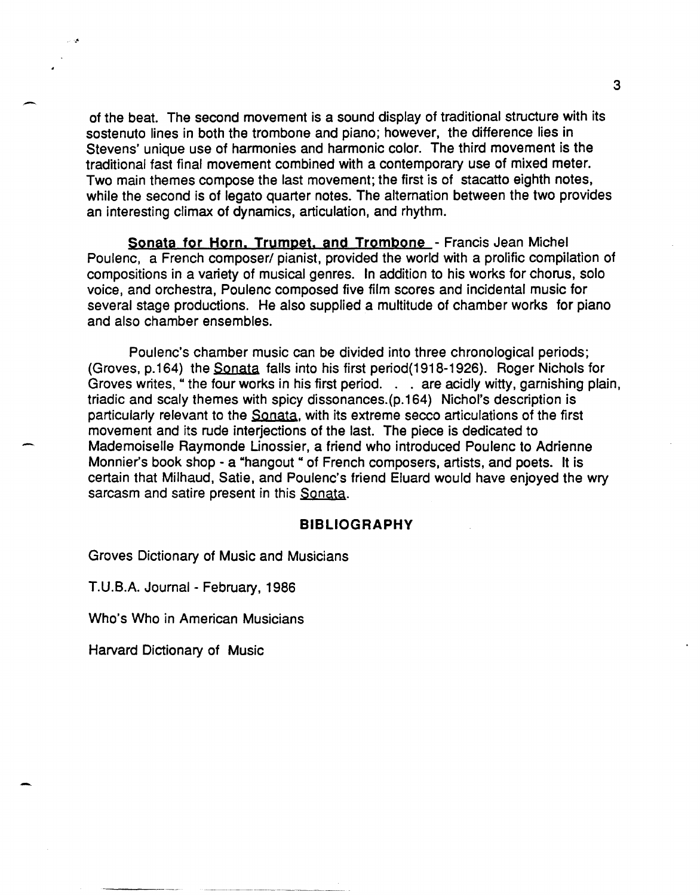of the beat. The second movement is a sound display of traditional structure with its sostenuto lines in both the trombone and piano; however, the difference lies in Stevens' unique use of harmonies and harmonic color. The third movement is the traditional fast final movement combined with a contemporary use of mixed meter. Two main themes compose the last movement; the first is of stacatto eighth notes, while the second is of legato quarter notes. The alternation between the two provides an interesting climax of dynamics, articulation, and rhythm.

**Sonata for Horn, Trumpet, and Trombone** - Francis Jean Michel Poulenc, a French composer/ pianist, provided the world with a prolific compilation of compositions in a variety of musical genres. In addition to his works for chorus, solo voice, and orchestra, Poulenc composed five film scores and incidental music for several stage productions. He also supplied a multitude of chamber works for piano and also chamber ensembles.

Poulenc's chamber music can be divided into three chronological periods; (Groves, p.164) the Sonata falls into his first period(1918-1926). Roger Nichols for Groves writes, " the four works in his first period. . . are acidly witty, garnishing plain, triadic and scaly themes with spicy dissonances.(p.164) Nichol's description is particularly relevant to the Sonata, with its extreme secco articulations of the first movement and its rude interjections of the last. The piece is dedicated to Mademoiselle Raymonde Linossier, a friend who introduced Poulenc to Adrienne Monnier's book shop - a "hangout " of French composers, artists, and poets. It is certain that Milhaud, Satie, and Poulenc's friend Eluard would have enjoyed the wry sarcasm and satire present in this Sonata.

## BIBLIOGRAPHY

Groves Dictionary of Music and Musicians

T.U.B.A. Journal - February, 1986

Who's Who in American Musicians

Harvard Dictionary of Music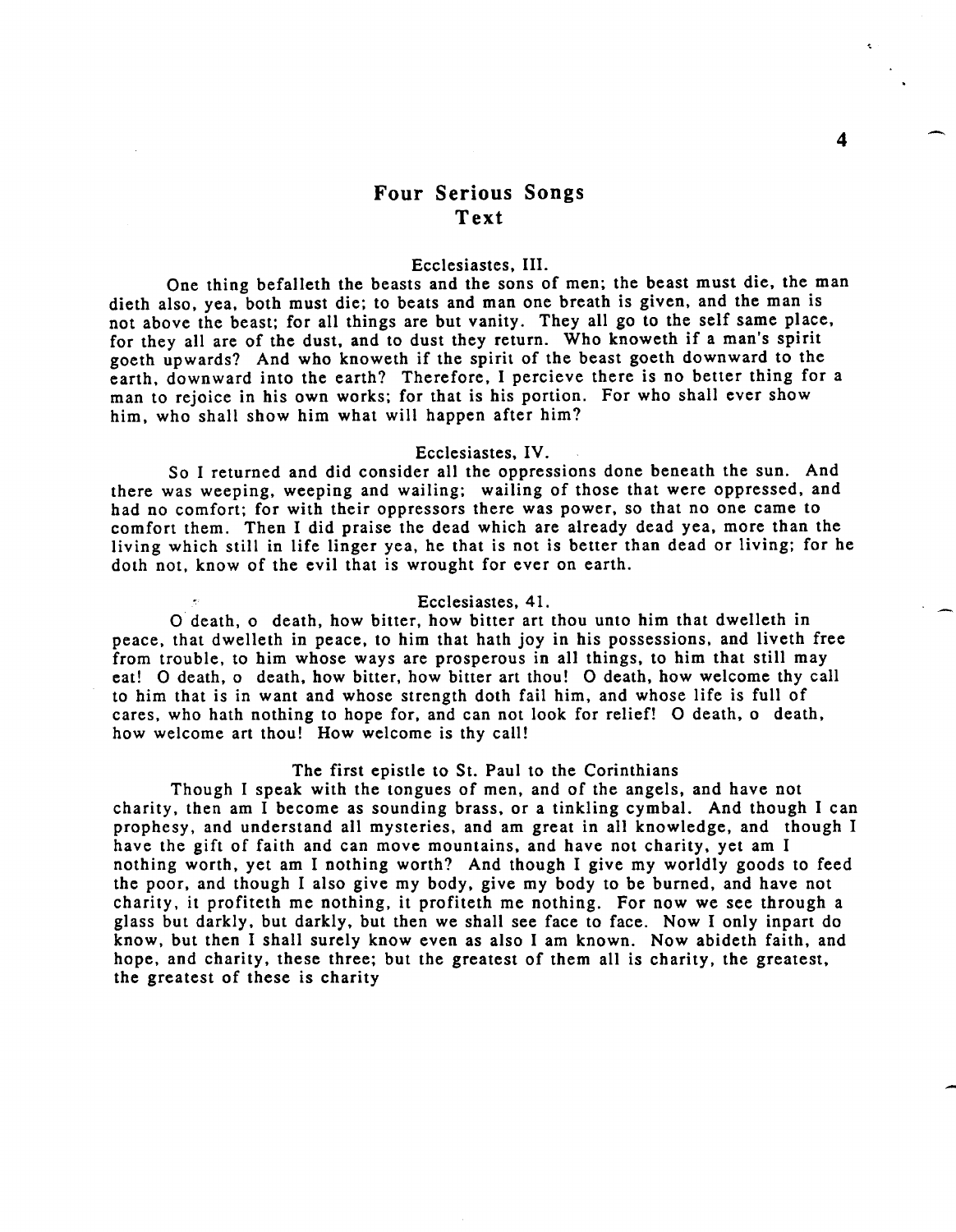## Four Serious Songs
### Text

Ecclesiastes, III.

One thing befalleth the beasts and the sons of men; the beast must die, the man dieth also, yea, both must die; to beats and man one breath is given, and the man is not above the beast; for all things are but vanity. They all go to the self same place, for they all are of the dust, and to dust they return. Who knoweth if a man's spirit goeth upwards? And who knoweth if the spirit of the beast goeth downward to the earth, downward into the earth? Therefore, I percieve there is no better thing for a man to rejoice in his own works; for that is his portion. For who shall ever show him, who shall show him what will happen after him?

Ecclesiastes, IV.

So I returned and did consider all the oppressions done beneath the sun. And there was weeping, weeping and wailing; wailing of those that were oppressed, and had no comfort; for with their oppressors there was power, so that no one came to comfort them. Then I did praise the dead which are already dead yea, more than the living which still in life linger yea, he that is not is better than dead or living; for he doth not, know of the evil that is wrought for ever on earth.

Ecclesiastes, 41.

O death, o death, how bitter, how bitter art thou unto him that dwelleth in peace, that dwelleth in peace, to him that hath joy in his possessions, and liveth free from trouble, to him whose ways are prosperous in all things, to him that still may eat! O death, o death, how bitter, how bitter art thou! O death, how welcome thy call to him that is in want and whose strength doth fail him, and whose life is full of cares, who hath nothing to hope for, and can not look for relief! O death, o death, how welcome art thou! How welcome is thy call!

The first epistle to St. Paul to the Corinthians

Though I speak with the tongues of men, and of the angels, and have not charity, then am I become as sounding brass, or a tinkling cymbal. And though I can prophesy, and understand all mysteries, and am great in all knowledge, and though I have the gift of faith and can move mountains, and have not charity, yet am I nothing worth, yet am I nothing worth? And though I give my worldly goods to feed the poor, and though I also give my body, give my body to be burned, and have not charity, it profiteth me nothing, it profiteth me nothing. For now we see through a glass but darkly, but darkly, but then we shall see face to face. Now I only inpart do know, but then I shall surely know even as also I am known. Now abideth faith, and hope, and charity, these three; but the greatest of them all is charity, the greatest, the greatest of these is charity